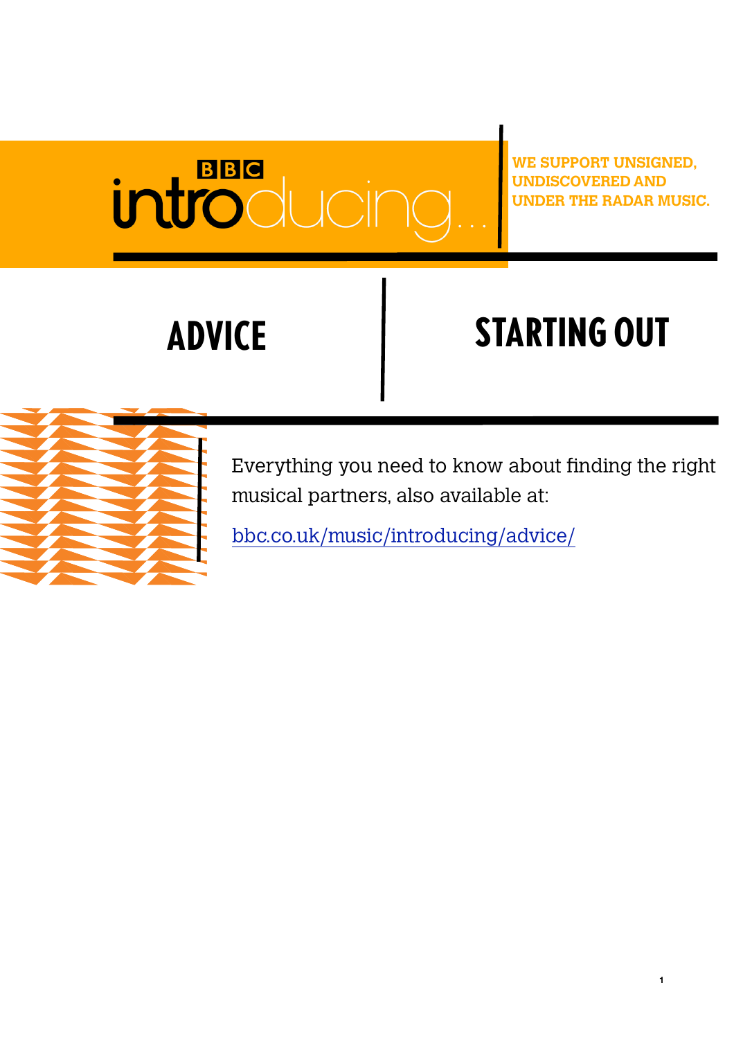BBC introducing...

**WE SUPPORT UNSIGNED, UNDISCOVERED AND UNDER THE RADAR MUSIC.**

# ADVICE

# STARTING OUT

Everything you need to know about finding the right musical partners, also available at:

bbc.co.uk/music/introducing/advice/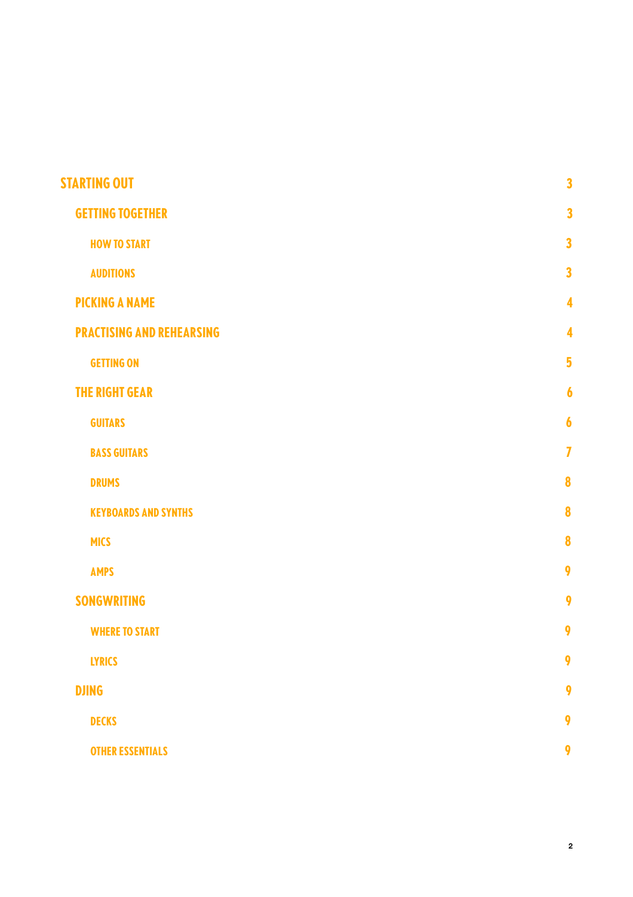- STARTING OUT — 3
  - GETTING TOGETHER — 3
    - HOW TO START — 3
    - AUDITIONS — 3
  - PICKING A NAME — 4
  - PRACTISING AND REHEARSING — 4
    - GETTING ON — 5
  - THE RIGHT GEAR — 6
    - GUITARS — 6
    - BASS GUITARS — 7
    - DRUMS — 8
    - KEYBOARDS AND SYNTHS — 8
    - MICS — 8
    - AMPS — 9
  - SONGWRITING — 9
    - WHERE TO START — 9
    - LYRICS — 9
  - DJING — 9
    - DECKS — 9
    - OTHER ESSENTIALS — 9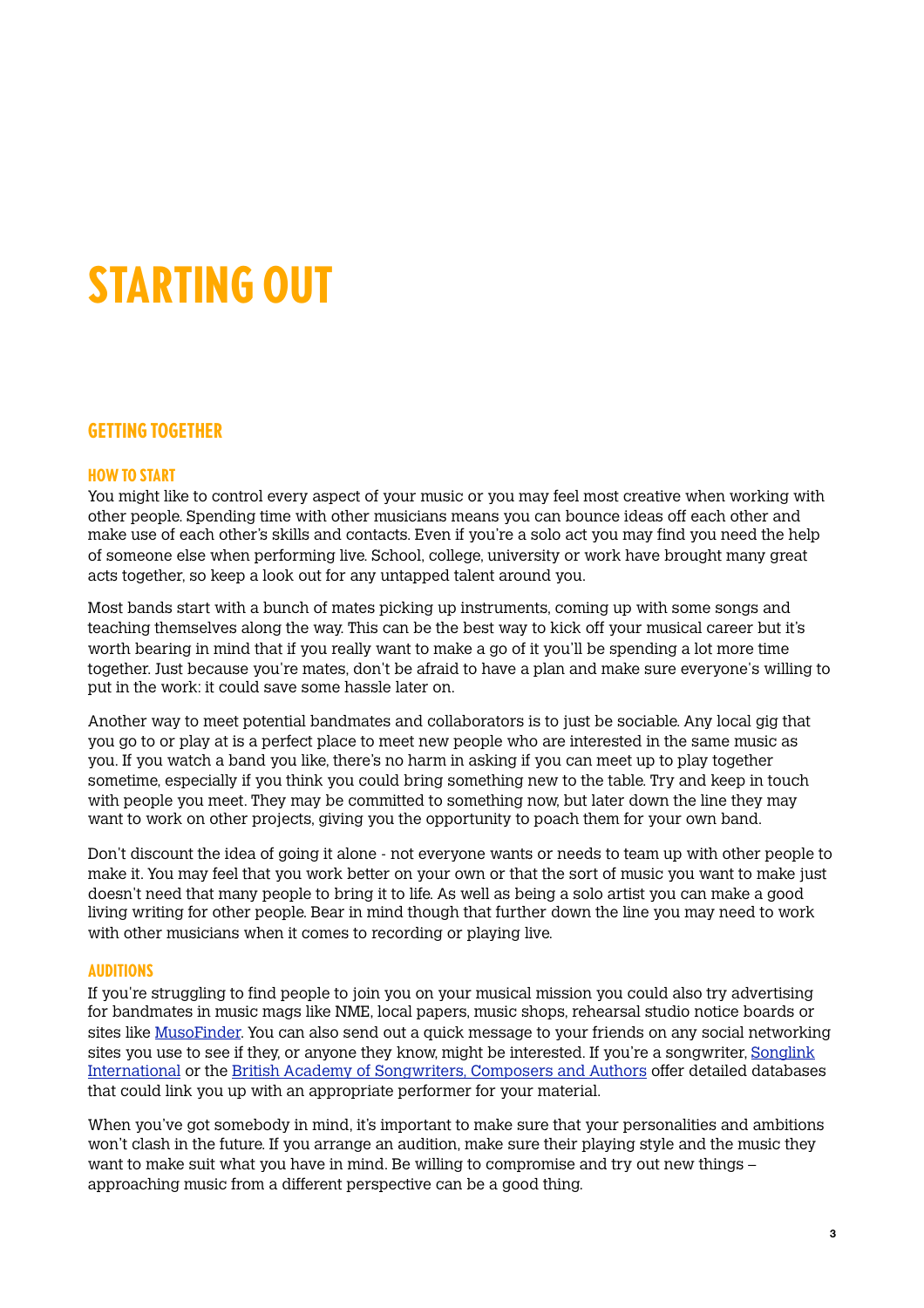# STARTING OUT

## GETTING TOGETHER

### HOW TO START

You might like to control every aspect of your music or you may feel most creative when working with other people. Spending time with other musicians means you can bounce ideas off each other and make use of each other's skills and contacts. Even if you're a solo act you may find you need the help of someone else when performing live. School, college, university or work have brought many great acts together, so keep a look out for any untapped talent around you.

Most bands start with a bunch of mates picking up instruments, coming up with some songs and teaching themselves along the way. This can be the best way to kick off your musical career but it's worth bearing in mind that if you really want to make a go of it you'll be spending a lot more time together. Just because you're mates, don't be afraid to have a plan and make sure everyone's willing to put in the work: it could save some hassle later on.

Another way to meet potential bandmates and collaborators is to just be sociable. Any local gig that you go to or play at is a perfect place to meet new people who are interested in the same music as you. If you watch a band you like, there's no harm in asking if you can meet up to play together sometime, especially if you think you could bring something new to the table. Try and keep in touch with people you meet. They may be committed to something now, but later down the line they may want to work on other projects, giving you the opportunity to poach them for your own band.

Don't discount the idea of going it alone - not everyone wants or needs to team up with other people to make it. You may feel that you work better on your own or that the sort of music you want to make just doesn't need that many people to bring it to life. As well as being a solo artist you can make a good living writing for other people. Bear in mind though that further down the line you may need to work with other musicians when it comes to recording or playing live.

### AUDITIONS

If you're struggling to find people to join you on your musical mission you could also try advertising for bandmates in music mags like NME, local papers, music shops, rehearsal studio notice boards or sites like MusoFinder. You can also send out a quick message to your friends on any social networking sites you use to see if they, or anyone they know, might be interested. If you're a songwriter, Songlink International or the British Academy of Songwriters, Composers and Authors offer detailed databases that could link you up with an appropriate performer for your material.

When you've got somebody in mind, it's important to make sure that your personalities and ambitions won't clash in the future. If you arrange an audition, make sure their playing style and the music they want to make suit what you have in mind. Be willing to compromise and try out new things – approaching music from a different perspective can be a good thing.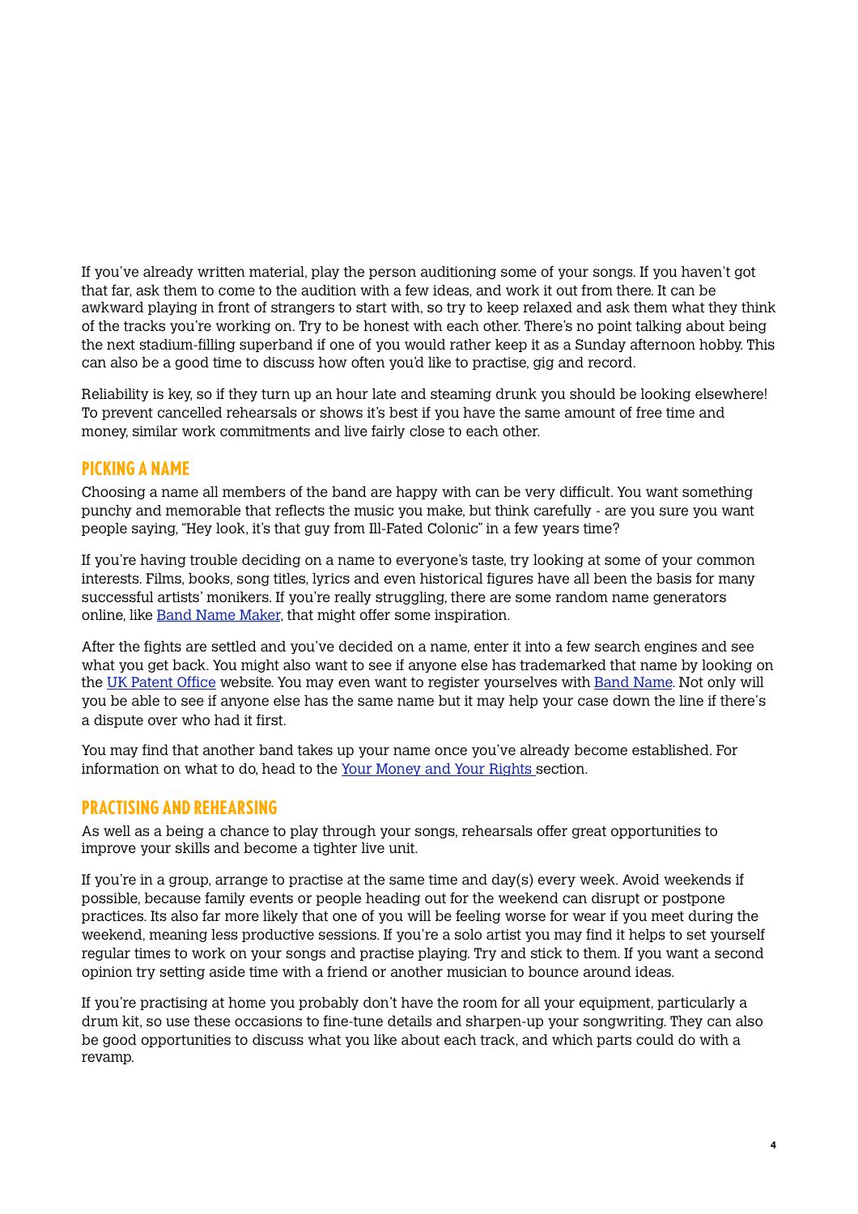If you've already written material, play the person auditioning some of your songs. If you haven't got that far, ask them to come to the audition with a few ideas, and work it out from there. It can be awkward playing in front of strangers to start with, so try to keep relaxed and ask them what they think of the tracks you're working on. Try to be honest with each other. There's no point talking about being the next stadium-filling superband if one of you would rather keep it as a Sunday afternoon hobby. This can also be a good time to discuss how often you'd like to practise, gig and record.

Reliability is key, so if they turn up an hour late and steaming drunk you should be looking elsewhere! To prevent cancelled rehearsals or shows it's best if you have the same amount of free time and money, similar work commitments and live fairly close to each other.

## PICKING A NAME

Choosing a name all members of the band are happy with can be very difficult. You want something punchy and memorable that reflects the music you make, but think carefully - are you sure you want people saying, "Hey look, it's that guy from Ill-Fated Colonic" in a few years time?

If you're having trouble deciding on a name to everyone's taste, try looking at some of your common interests. Films, books, song titles, lyrics and even historical figures have all been the basis for many successful artists' monikers. If you're really struggling, there are some random name generators online, like Band Name Maker, that might offer some inspiration.

After the fights are settled and you've decided on a name, enter it into a few search engines and see what you get back. You might also want to see if anyone else has trademarked that name by looking on the UK Patent Office website. You may even want to register yourselves with Band Name. Not only will you be able to see if anyone else has the same name but it may help your case down the line if there's a dispute over who had it first.

You may find that another band takes up your name once you've already become established. For information on what to do, head to the Your Money and Your Rights section.

## PRACTISING AND REHEARSING

As well as a being a chance to play through your songs, rehearsals offer great opportunities to improve your skills and become a tighter live unit.

If you're in a group, arrange to practise at the same time and day(s) every week. Avoid weekends if possible, because family events or people heading out for the weekend can disrupt or postpone practices. Its also far more likely that one of you will be feeling worse for wear if you meet during the weekend, meaning less productive sessions. If you're a solo artist you may find it helps to set yourself regular times to work on your songs and practise playing. Try and stick to them. If you want a second opinion try setting aside time with a friend or another musician to bounce around ideas.

If you're practising at home you probably don't have the room for all your equipment, particularly a drum kit, so use these occasions to fine-tune details and sharpen-up your songwriting. They can also be good opportunities to discuss what you like about each track, and which parts could do with a revamp.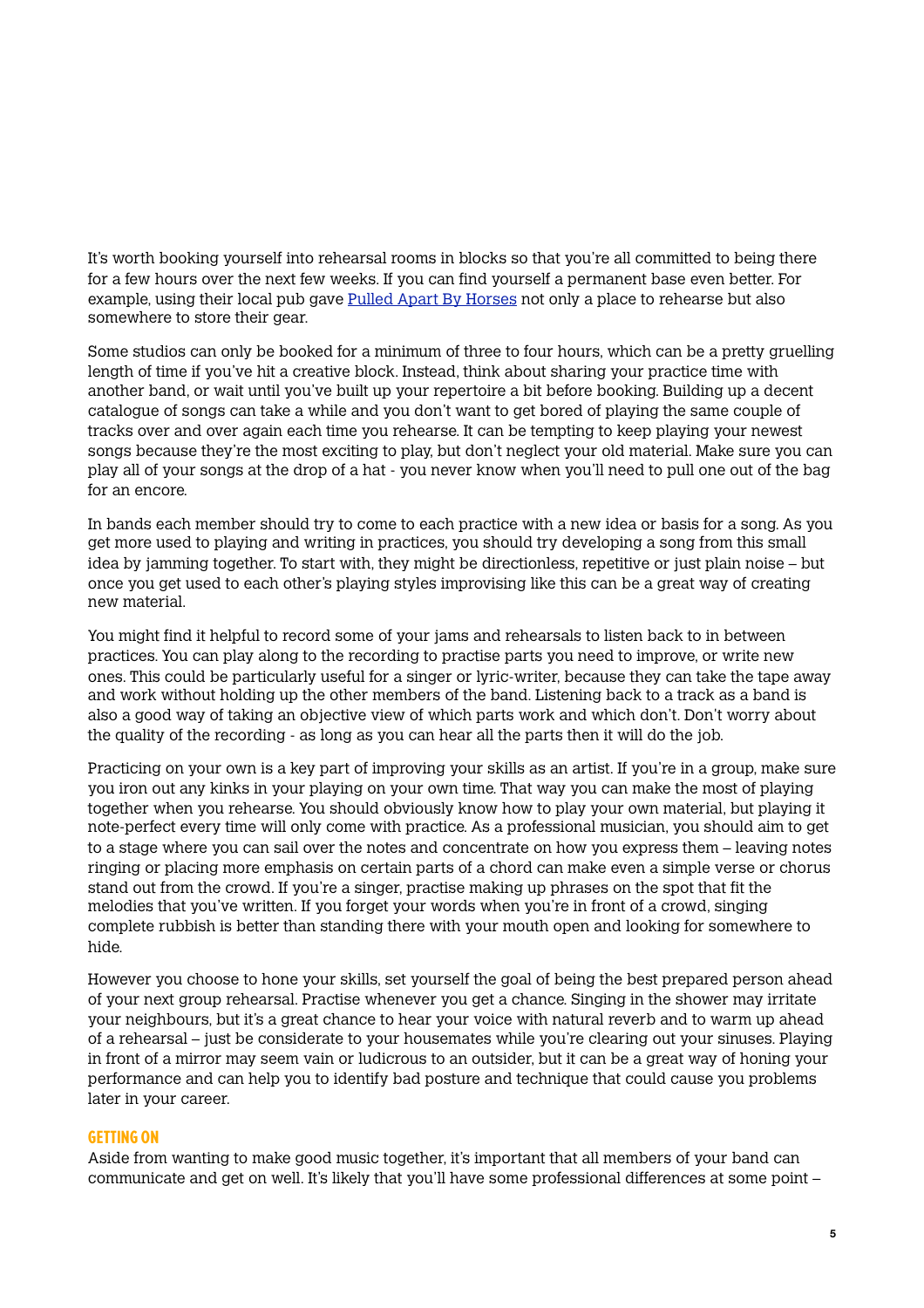It's worth booking yourself into rehearsal rooms in blocks so that you're all committed to being there for a few hours over the next few weeks. If you can find yourself a permanent base even better. For example, using their local pub gave Pulled Apart By Horses not only a place to rehearse but also somewhere to store their gear.

Some studios can only be booked for a minimum of three to four hours, which can be a pretty gruelling length of time if you've hit a creative block. Instead, think about sharing your practice time with another band, or wait until you've built up your repertoire a bit before booking. Building up a decent catalogue of songs can take a while and you don't want to get bored of playing the same couple of tracks over and over again each time you rehearse. It can be tempting to keep playing your newest songs because they're the most exciting to play, but don't neglect your old material. Make sure you can play all of your songs at the drop of a hat - you never know when you'll need to pull one out of the bag for an encore.

In bands each member should try to come to each practice with a new idea or basis for a song. As you get more used to playing and writing in practices, you should try developing a song from this small idea by jamming together. To start with, they might be directionless, repetitive or just plain noise – but once you get used to each other's playing styles improvising like this can be a great way of creating new material.

You might find it helpful to record some of your jams and rehearsals to listen back to in between practices. You can play along to the recording to practise parts you need to improve, or write new ones. This could be particularly useful for a singer or lyric-writer, because they can take the tape away and work without holding up the other members of the band. Listening back to a track as a band is also a good way of taking an objective view of which parts work and which don't. Don't worry about the quality of the recording - as long as you can hear all the parts then it will do the job.

Practicing on your own is a key part of improving your skills as an artist. If you're in a group, make sure you iron out any kinks in your playing on your own time. That way you can make the most of playing together when you rehearse. You should obviously know how to play your own material, but playing it note-perfect every time will only come with practice. As a professional musician, you should aim to get to a stage where you can sail over the notes and concentrate on how you express them – leaving notes ringing or placing more emphasis on certain parts of a chord can make even a simple verse or chorus stand out from the crowd. If you're a singer, practise making up phrases on the spot that fit the melodies that you've written. If you forget your words when you're in front of a crowd, singing complete rubbish is better than standing there with your mouth open and looking for somewhere to hide.

However you choose to hone your skills, set yourself the goal of being the best prepared person ahead of your next group rehearsal. Practise whenever you get a chance. Singing in the shower may irritate your neighbours, but it's a great chance to hear your voice with natural reverb and to warm up ahead of a rehearsal – just be considerate to your housemates while you're clearing out your sinuses. Playing in front of a mirror may seem vain or ludicrous to an outsider, but it can be a great way of honing your performance and can help you to identify bad posture and technique that could cause you problems later in your career.

### GETTING ON

Aside from wanting to make good music together, it's important that all members of your band can communicate and get on well. It's likely that you'll have some professional differences at some point –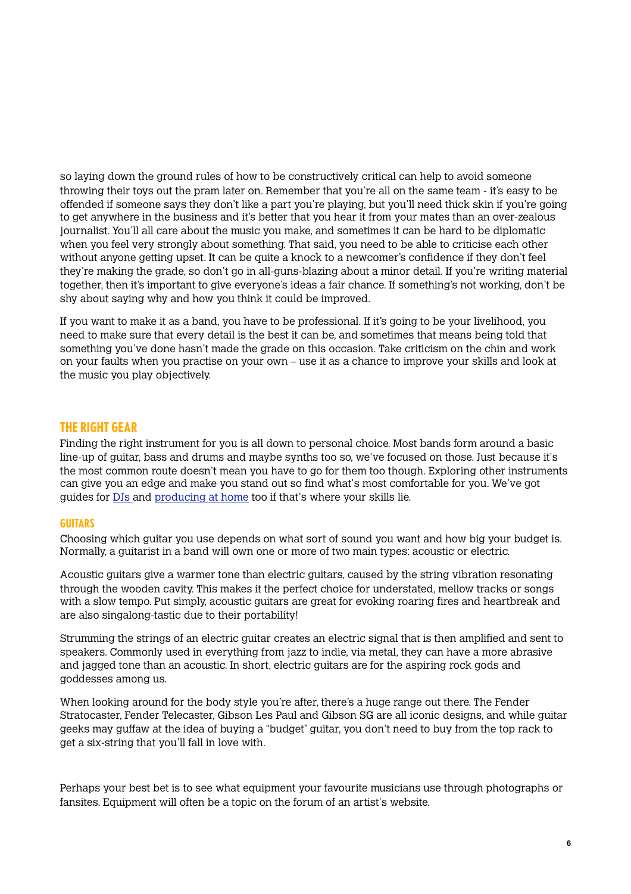so laying down the ground rules of how to be constructively critical can help to avoid someone throwing their toys out the pram later on. Remember that you're all on the same team - it's easy to be offended if someone says they don't like a part you're playing, but you'll need thick skin if you're going to get anywhere in the business and it's better that you hear it from your mates than an over-zealous journalist. You'll all care about the music you make, and sometimes it can be hard to be diplomatic when you feel very strongly about something. That said, you need to be able to criticise each other without anyone getting upset. It can be quite a knock to a newcomer's confidence if they don't feel they're making the grade, so don't go in all-guns-blazing about a minor detail. If you're writing material together, then it's important to give everyone's ideas a fair chance. If something's not working, don't be shy about saying why and how you think it could be improved.

If you want to make it as a band, you have to be professional. If it's going to be your livelihood, you need to make sure that every detail is the best it can be, and sometimes that means being told that something you've done hasn't made the grade on this occasion. Take criticism on the chin and work on your faults when you practise on your own – use it as a chance to improve your skills and look at the music you play objectively.

## THE RIGHT GEAR

Finding the right instrument for you is all down to personal choice. Most bands form around a basic line-up of guitar, bass and drums and maybe synths too so, we've focused on those. Just because it's the most common route doesn't mean you have to go for them too though. Exploring other instruments can give you an edge and make you stand out so find what's most comfortable for you. We've got guides for [DJs](#) and [producing at home](#) too if that's where your skills lie.

### GUITARS

Choosing which guitar you use depends on what sort of sound you want and how big your budget is. Normally, a guitarist in a band will own one or more of two main types: acoustic or electric.

Acoustic guitars give a warmer tone than electric guitars, caused by the string vibration resonating through the wooden cavity. This makes it the perfect choice for understated, mellow tracks or songs with a slow tempo. Put simply, acoustic guitars are great for evoking roaring fires and heartbreak and are also singalong-tastic due to their portability!

Strumming the strings of an electric guitar creates an electric signal that is then amplified and sent to speakers. Commonly used in everything from jazz to indie, via metal, they can have a more abrasive and jagged tone than an acoustic. In short, electric guitars are for the aspiring rock gods and goddesses among us.

When looking around for the body style you're after, there's a huge range out there. The Fender Stratocaster, Fender Telecaster, Gibson Les Paul and Gibson SG are all iconic designs, and while guitar geeks may guffaw at the idea of buying a "budget" guitar, you don't need to buy from the top rack to get a six-string that you'll fall in love with.

Perhaps your best bet is to see what equipment your favourite musicians use through photographs or fansites. Equipment will often be a topic on the forum of an artist's website.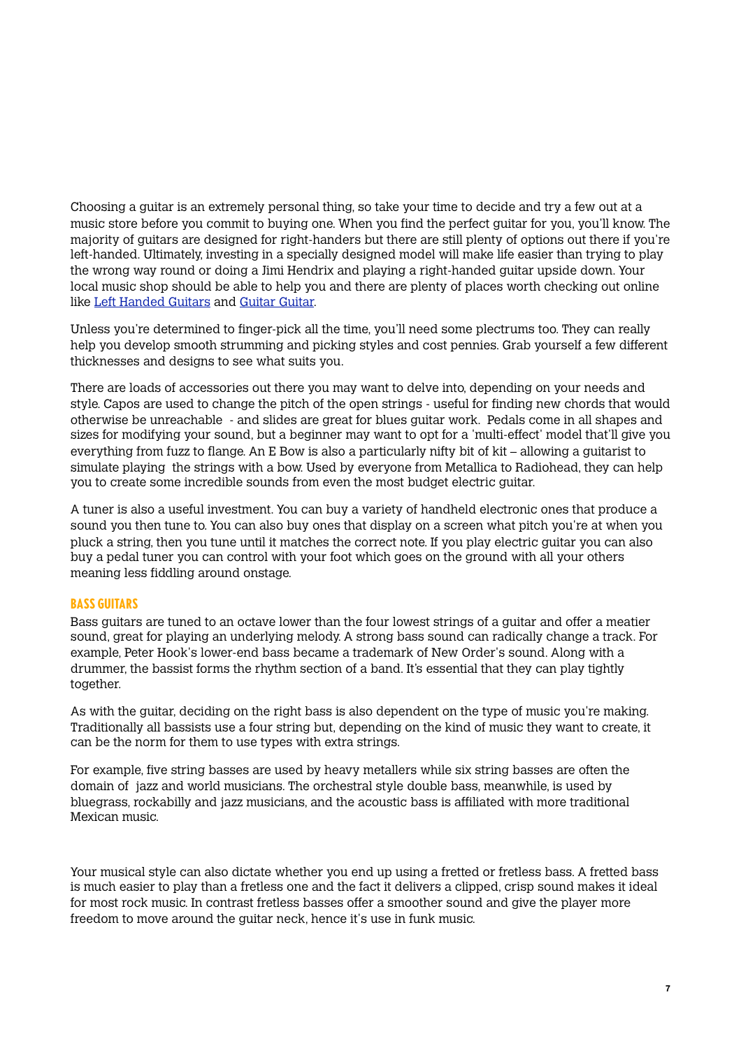Choosing a guitar is an extremely personal thing, so take your time to decide and try a few out at a music store before you commit to buying one. When you find the perfect guitar for you, you'll know. The majority of guitars are designed for right-handers but there are still plenty of options out there if you're left-handed. Ultimately, investing in a specially designed model will make life easier than trying to play the wrong way round or doing a Jimi Hendrix and playing a right-handed guitar upside down. Your local music shop should be able to help you and there are plenty of places worth checking out online like Left Handed Guitars and Guitar Guitar.

Unless you're determined to finger-pick all the time, you'll need some plectrums too. They can really help you develop smooth strumming and picking styles and cost pennies. Grab yourself a few different thicknesses and designs to see what suits you.

There are loads of accessories out there you may want to delve into, depending on your needs and style. Capos are used to change the pitch of the open strings - useful for finding new chords that would otherwise be unreachable - and slides are great for blues guitar work. Pedals come in all shapes and sizes for modifying your sound, but a beginner may want to opt for a 'multi-effect' model that'll give you everything from fuzz to flange. An E Bow is also a particularly nifty bit of kit – allowing a guitarist to simulate playing the strings with a bow. Used by everyone from Metallica to Radiohead, they can help you to create some incredible sounds from even the most budget electric guitar.

A tuner is also a useful investment. You can buy a variety of handheld electronic ones that produce a sound you then tune to. You can also buy ones that display on a screen what pitch you're at when you pluck a string, then you tune until it matches the correct note. If you play electric guitar you can also buy a pedal tuner you can control with your foot which goes on the ground with all your others meaning less fiddling around onstage.

## BASS GUITARS

Bass guitars are tuned to an octave lower than the four lowest strings of a guitar and offer a meatier sound, great for playing an underlying melody. A strong bass sound can radically change a track. For example, Peter Hook's lower-end bass became a trademark of New Order's sound. Along with a drummer, the bassist forms the rhythm section of a band. It's essential that they can play tightly together.

As with the guitar, deciding on the right bass is also dependent on the type of music you're making. Traditionally all bassists use a four string but, depending on the kind of music they want to create, it can be the norm for them to use types with extra strings.

For example, five string basses are used by heavy metallers while six string basses are often the domain of jazz and world musicians. The orchestral style double bass, meanwhile, is used by bluegrass, rockabilly and jazz musicians, and the acoustic bass is affiliated with more traditional Mexican music.

Your musical style can also dictate whether you end up using a fretted or fretless bass. A fretted bass is much easier to play than a fretless one and the fact it delivers a clipped, crisp sound makes it ideal for most rock music. In contrast fretless basses offer a smoother sound and give the player more freedom to move around the guitar neck, hence it's use in funk music.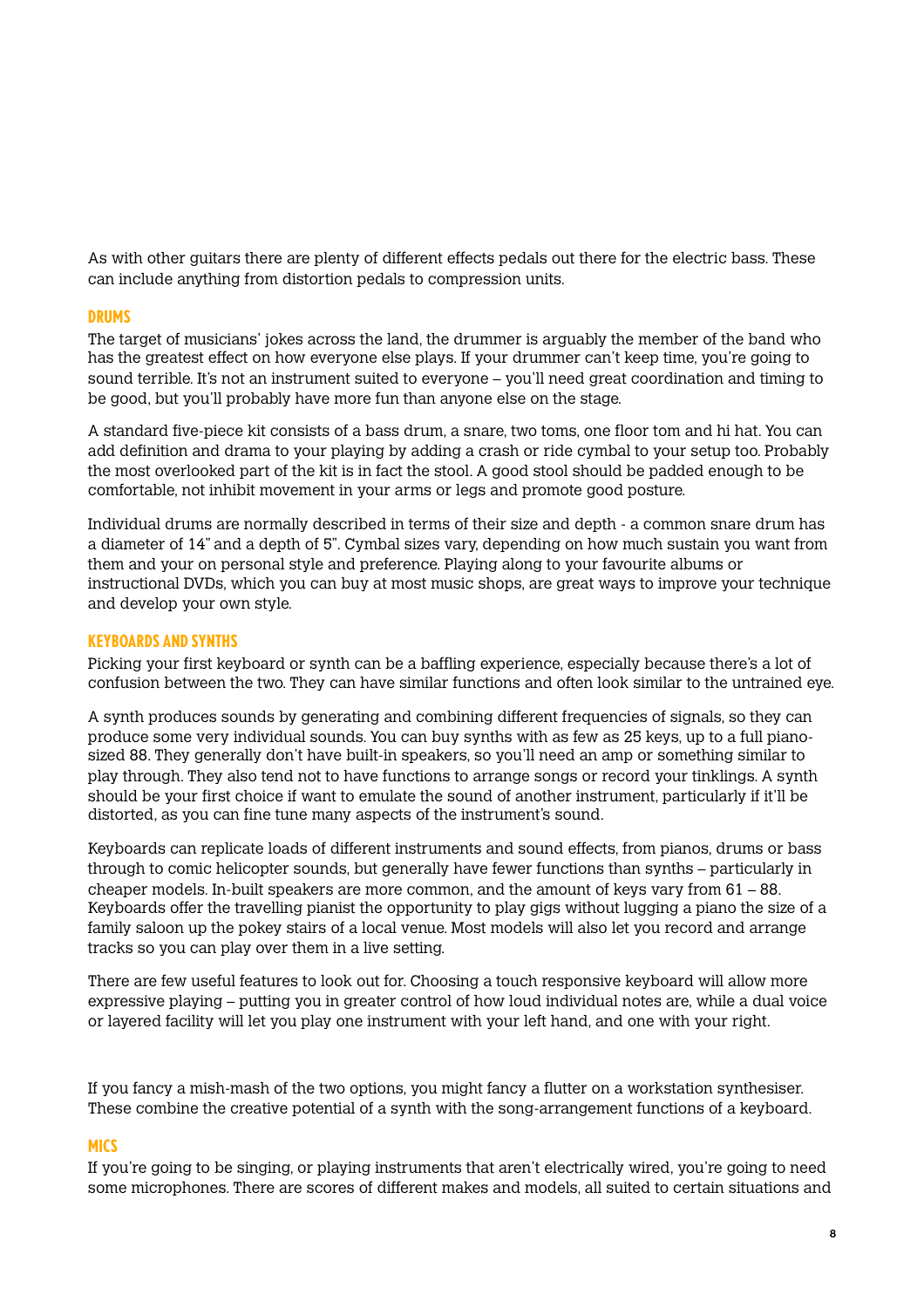As with other guitars there are plenty of different effects pedals out there for the electric bass. These can include anything from distortion pedals to compression units.

## DRUMS

The target of musicians' jokes across the land, the drummer is arguably the member of the band who has the greatest effect on how everyone else plays. If your drummer can't keep time, you're going to sound terrible. It's not an instrument suited to everyone – you'll need great coordination and timing to be good, but you'll probably have more fun than anyone else on the stage.

A standard five-piece kit consists of a bass drum, a snare, two toms, one floor tom and hi hat. You can add definition and drama to your playing by adding a crash or ride cymbal to your setup too. Probably the most overlooked part of the kit is in fact the stool. A good stool should be padded enough to be comfortable, not inhibit movement in your arms or legs and promote good posture.

Individual drums are normally described in terms of their size and depth - a common snare drum has a diameter of 14" and a depth of 5". Cymbal sizes vary, depending on how much sustain you want from them and your on personal style and preference. Playing along to your favourite albums or instructional DVDs, which you can buy at most music shops, are great ways to improve your technique and develop your own style.

## KEYBOARDS AND SYNTHS

Picking your first keyboard or synth can be a baffling experience, especially because there's a lot of confusion between the two. They can have similar functions and often look similar to the untrained eye.

A synth produces sounds by generating and combining different frequencies of signals, so they can produce some very individual sounds. You can buy synths with as few as 25 keys, up to a full piano-sized 88. They generally don't have built-in speakers, so you'll need an amp or something similar to play through. They also tend not to have functions to arrange songs or record your tinklings. A synth should be your first choice if want to emulate the sound of another instrument, particularly if it'll be distorted, as you can fine tune many aspects of the instrument's sound.

Keyboards can replicate loads of different instruments and sound effects, from pianos, drums or bass through to comic helicopter sounds, but generally have fewer functions than synths – particularly in cheaper models. In-built speakers are more common, and the amount of keys vary from 61 – 88. Keyboards offer the travelling pianist the opportunity to play gigs without lugging a piano the size of a family saloon up the pokey stairs of a local venue. Most models will also let you record and arrange tracks so you can play over them in a live setting.

There are few useful features to look out for. Choosing a touch responsive keyboard will allow more expressive playing – putting you in greater control of how loud individual notes are, while a dual voice or layered facility will let you play one instrument with your left hand, and one with your right.

If you fancy a mish-mash of the two options, you might fancy a flutter on a workstation synthesiser. These combine the creative potential of a synth with the song-arrangement functions of a keyboard.

## MICS

If you're going to be singing, or playing instruments that aren't electrically wired, you're going to need some microphones. There are scores of different makes and models, all suited to certain situations and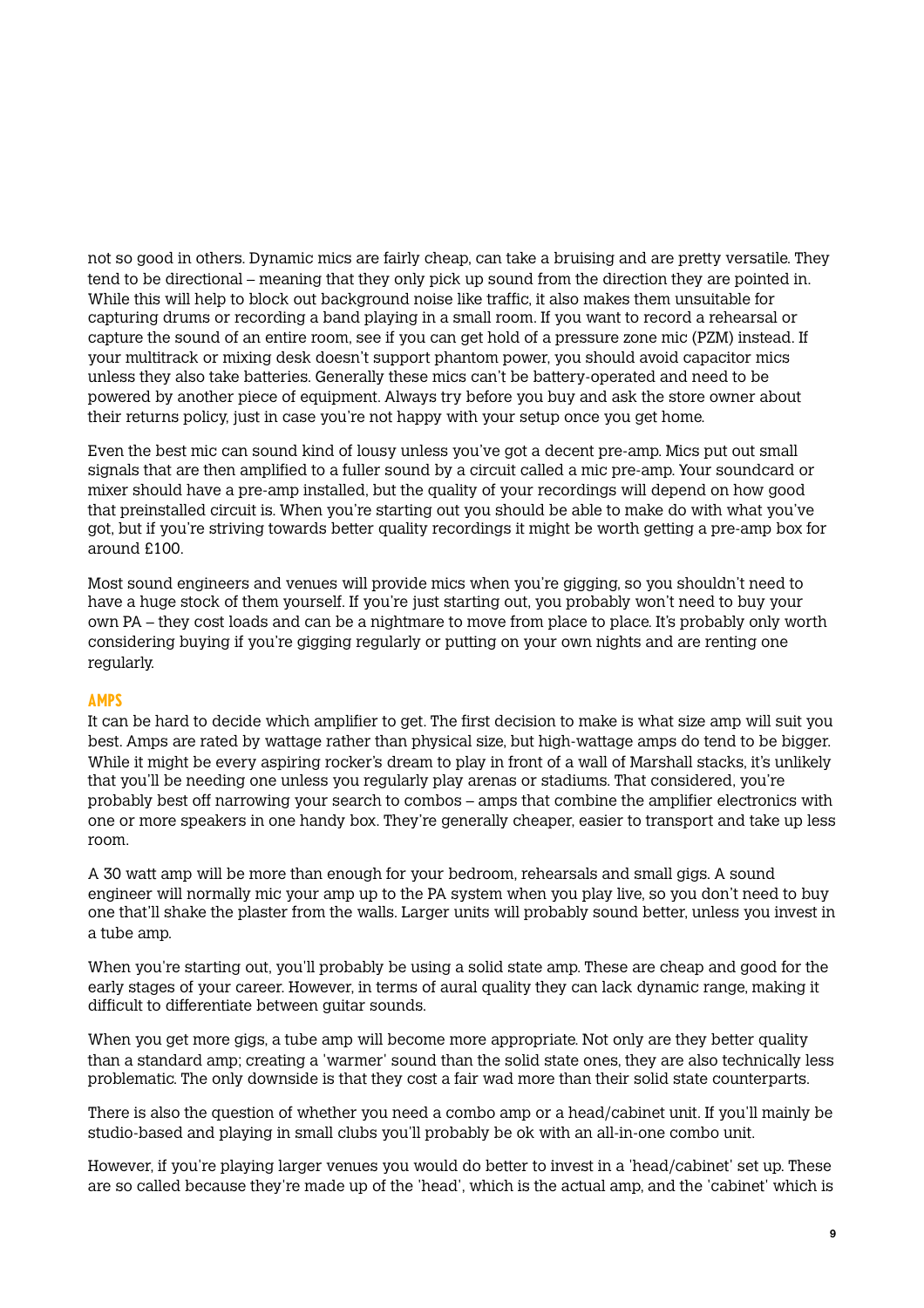not so good in others. Dynamic mics are fairly cheap, can take a bruising and are pretty versatile. They tend to be directional – meaning that they only pick up sound from the direction they are pointed in. While this will help to block out background noise like traffic, it also makes them unsuitable for capturing drums or recording a band playing in a small room. If you want to record a rehearsal or capture the sound of an entire room, see if you can get hold of a pressure zone mic (PZM) instead. If your multitrack or mixing desk doesn't support phantom power, you should avoid capacitor mics unless they also take batteries. Generally these mics can't be battery-operated and need to be powered by another piece of equipment. Always try before you buy and ask the store owner about their returns policy, just in case you're not happy with your setup once you get home.

Even the best mic can sound kind of lousy unless you've got a decent pre-amp. Mics put out small signals that are then amplified to a fuller sound by a circuit called a mic pre-amp. Your soundcard or mixer should have a pre-amp installed, but the quality of your recordings will depend on how good that preinstalled circuit is. When you're starting out you should be able to make do with what you've got, but if you're striving towards better quality recordings it might be worth getting a pre-amp box for around £100.

Most sound engineers and venues will provide mics when you're gigging, so you shouldn't need to have a huge stock of them yourself. If you're just starting out, you probably won't need to buy your own PA – they cost loads and can be a nightmare to move from place to place. It's probably only worth considering buying if you're gigging regularly or putting on your own nights and are renting one regularly.

## AMPS

It can be hard to decide which amplifier to get. The first decision to make is what size amp will suit you best. Amps are rated by wattage rather than physical size, but high-wattage amps do tend to be bigger. While it might be every aspiring rocker's dream to play in front of a wall of Marshall stacks, it's unlikely that you'll be needing one unless you regularly play arenas or stadiums. That considered, you're probably best off narrowing your search to combos – amps that combine the amplifier electronics with one or more speakers in one handy box. They're generally cheaper, easier to transport and take up less room.

A 30 watt amp will be more than enough for your bedroom, rehearsals and small gigs. A sound engineer will normally mic your amp up to the PA system when you play live, so you don't need to buy one that'll shake the plaster from the walls. Larger units will probably sound better, unless you invest in a tube amp.

When you're starting out, you'll probably be using a solid state amp. These are cheap and good for the early stages of your career. However, in terms of aural quality they can lack dynamic range, making it difficult to differentiate between guitar sounds.

When you get more gigs, a tube amp will become more appropriate. Not only are they better quality than a standard amp; creating a 'warmer' sound than the solid state ones, they are also technically less problematic. The only downside is that they cost a fair wad more than their solid state counterparts.

There is also the question of whether you need a combo amp or a head/cabinet unit. If you'll mainly be studio-based and playing in small clubs you'll probably be ok with an all-in-one combo unit.

However, if you're playing larger venues you would do better to invest in a 'head/cabinet' set up. These are so called because they're made up of the 'head', which is the actual amp, and the 'cabinet' which is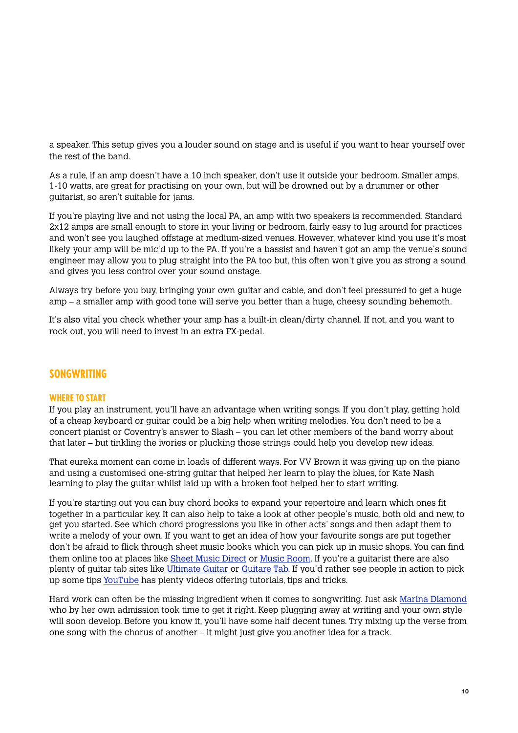a speaker. This setup gives you a louder sound on stage and is useful if you want to hear yourself over the rest of the band.

As a rule, if an amp doesn't have a 10 inch speaker, don't use it outside your bedroom. Smaller amps, 1-10 watts, are great for practising on your own, but will be drowned out by a drummer or other guitarist, so aren't suitable for jams.

If you're playing live and not using the local PA, an amp with two speakers is recommended. Standard 2x12 amps are small enough to store in your living or bedroom, fairly easy to lug around for practices and won't see you laughed offstage at medium-sized venues. However, whatever kind you use it's most likely your amp will be mic'd up to the PA. If you're a bassist and haven't got an amp the venue's sound engineer may allow you to plug straight into the PA too but, this often won't give you as strong a sound and gives you less control over your sound onstage.

Always try before you buy, bringing your own guitar and cable, and don't feel pressured to get a huge amp – a smaller amp with good tone will serve you better than a huge, cheesy sounding behemoth.

It's also vital you check whether your amp has a built-in clean/dirty channel. If not, and you want to rock out, you will need to invest in an extra FX-pedal.

## SONGWRITING

### WHERE TO START

If you play an instrument, you'll have an advantage when writing songs. If you don't play, getting hold of a cheap keyboard or guitar could be a big help when writing melodies. You don't need to be a concert pianist or Coventry's answer to Slash – you can let other members of the band worry about that later – but tinkling the ivories or plucking those strings could help you develop new ideas.

That eureka moment can come in loads of different ways. For VV Brown it was giving up on the piano and using a customised one-string guitar that helped her learn to play the blues, for Kate Nash learning to play the guitar whilst laid up with a broken foot helped her to start writing.

If you're starting out you can buy chord books to expand your repertoire and learn which ones fit together in a particular key. It can also help to take a look at other people's music, both old and new, to get you started. See which chord progressions you like in other acts' songs and then adapt them to write a melody of your own. If you want to get an idea of how your favourite songs are put together don't be afraid to flick through sheet music books which you can pick up in music shops. You can find them online too at places like Sheet Music Direct or Music Room. If you're a guitarist there are also plenty of guitar tab sites like Ultimate Guitar or Guitare Tab. If you'd rather see people in action to pick up some tips YouTube has plenty videos offering tutorials, tips and tricks.

Hard work can often be the missing ingredient when it comes to songwriting. Just ask Marina Diamond who by her own admission took time to get it right. Keep plugging away at writing and your own style will soon develop. Before you know it, you'll have some half decent tunes. Try mixing up the verse from one song with the chorus of another – it might just give you another idea for a track.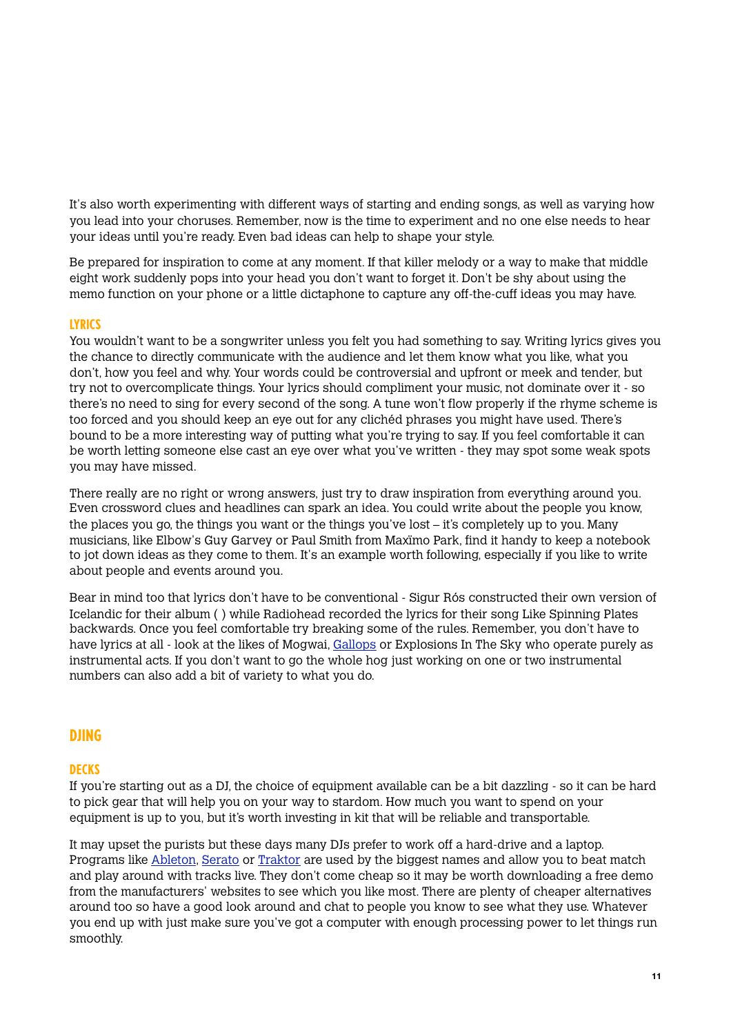It's also worth experimenting with different ways of starting and ending songs, as well as varying how you lead into your choruses. Remember, now is the time to experiment and no one else needs to hear your ideas until you're ready. Even bad ideas can help to shape your style.

Be prepared for inspiration to come at any moment. If that killer melody or a way to make that middle eight work suddenly pops into your head you don't want to forget it. Don't be shy about using the memo function on your phone or a little dictaphone to capture any off-the-cuff ideas you may have.

### LYRICS

You wouldn't want to be a songwriter unless you felt you had something to say. Writing lyrics gives you the chance to directly communicate with the audience and let them know what you like, what you don't, how you feel and why. Your words could be controversial and upfront or meek and tender, but try not to overcomplicate things. Your lyrics should compliment your music, not dominate over it - so there's no need to sing for every second of the song. A tune won't flow properly if the rhyme scheme is too forced and you should keep an eye out for any clichéd phrases you might have used. There's bound to be a more interesting way of putting what you're trying to say. If you feel comfortable it can be worth letting someone else cast an eye over what you've written - they may spot some weak spots you may have missed.

There really are no right or wrong answers, just try to draw inspiration from everything around you. Even crossword clues and headlines can spark an idea. You could write about the people you know, the places you go, the things you want or the things you've lost – it's completely up to you. Many musicians, like Elbow's Guy Garvey or Paul Smith from Maxïmo Park, find it handy to keep a notebook to jot down ideas as they come to them. It's an example worth following, especially if you like to write about people and events around you.

Bear in mind too that lyrics don't have to be conventional - Sigur Rós constructed their own version of Icelandic for their album ( ) while Radiohead recorded the lyrics for their song Like Spinning Plates backwards. Once you feel comfortable try breaking some of the rules. Remember, you don't have to have lyrics at all - look at the likes of Mogwai, Gallops or Explosions In The Sky who operate purely as instrumental acts. If you don't want to go the whole hog just working on one or two instrumental numbers can also add a bit of variety to what you do.

## DJING

### DECKS

If you're starting out as a DJ, the choice of equipment available can be a bit dazzling - so it can be hard to pick gear that will help you on your way to stardom. How much you want to spend on your equipment is up to you, but it's worth investing in kit that will be reliable and transportable.

It may upset the purists but these days many DJs prefer to work off a hard-drive and a laptop. Programs like Ableton, Serato or Traktor are used by the biggest names and allow you to beat match and play around with tracks live. They don't come cheap so it may be worth downloading a free demo from the manufacturers' websites to see which you like most. There are plenty of cheaper alternatives around too so have a good look around and chat to people you know to see what they use. Whatever you end up with just make sure you've got a computer with enough processing power to let things run smoothly.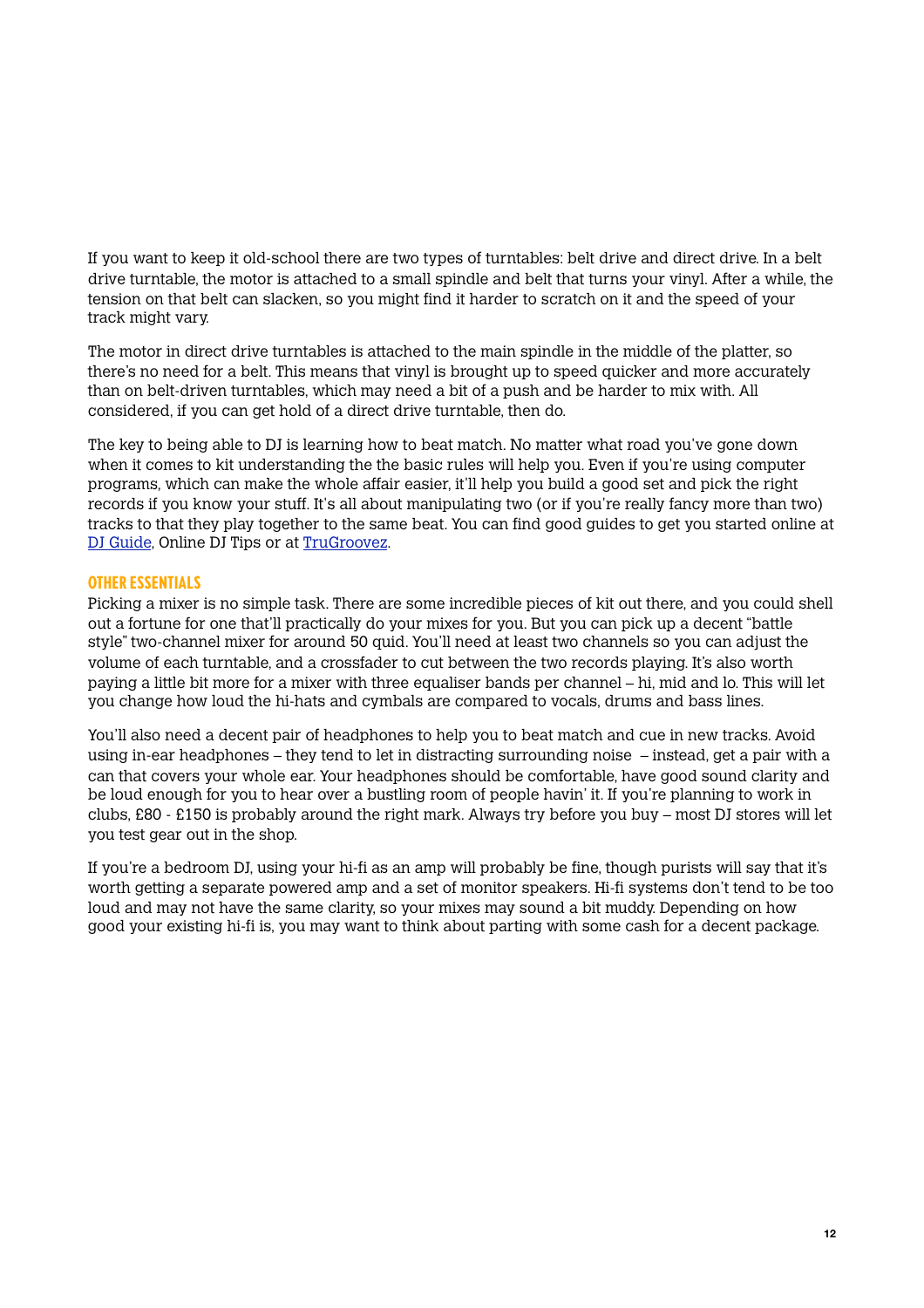If you want to keep it old-school there are two types of turntables: belt drive and direct drive. In a belt drive turntable, the motor is attached to a small spindle and belt that turns your vinyl. After a while, the tension on that belt can slacken, so you might find it harder to scratch on it and the speed of your track might vary.

The motor in direct drive turntables is attached to the main spindle in the middle of the platter, so there's no need for a belt. This means that vinyl is brought up to speed quicker and more accurately than on belt-driven turntables, which may need a bit of a push and be harder to mix with. All considered, if you can get hold of a direct drive turntable, then do.

The key to being able to DJ is learning how to beat match. No matter what road you've gone down when it comes to kit understanding the the basic rules will help you. Even if you're using computer programs, which can make the whole affair easier, it'll help you build a good set and pick the right records if you know your stuff. It's all about manipulating two (or if you're really fancy more than two) tracks to that they play together to the same beat. You can find good guides to get you started online at DJ Guide, Online DJ Tips or at TruGroovez.

## OTHER ESSENTIALS

Picking a mixer is no simple task. There are some incredible pieces of kit out there, and you could shell out a fortune for one that'll practically do your mixes for you. But you can pick up a decent "battle style" two-channel mixer for around 50 quid. You'll need at least two channels so you can adjust the volume of each turntable, and a crossfader to cut between the two records playing. It's also worth paying a little bit more for a mixer with three equaliser bands per channel – hi, mid and lo. This will let you change how loud the hi-hats and cymbals are compared to vocals, drums and bass lines.

You'll also need a decent pair of headphones to help you to beat match and cue in new tracks. Avoid using in-ear headphones – they tend to let in distracting surrounding noise – instead, get a pair with a can that covers your whole ear. Your headphones should be comfortable, have good sound clarity and be loud enough for you to hear over a bustling room of people havin' it. If you're planning to work in clubs, £80 - £150 is probably around the right mark. Always try before you buy – most DJ stores will let you test gear out in the shop.

If you're a bedroom DJ, using your hi-fi as an amp will probably be fine, though purists will say that it's worth getting a separate powered amp and a set of monitor speakers. Hi-fi systems don't tend to be too loud and may not have the same clarity, so your mixes may sound a bit muddy. Depending on how good your existing hi-fi is, you may want to think about parting with some cash for a decent package.